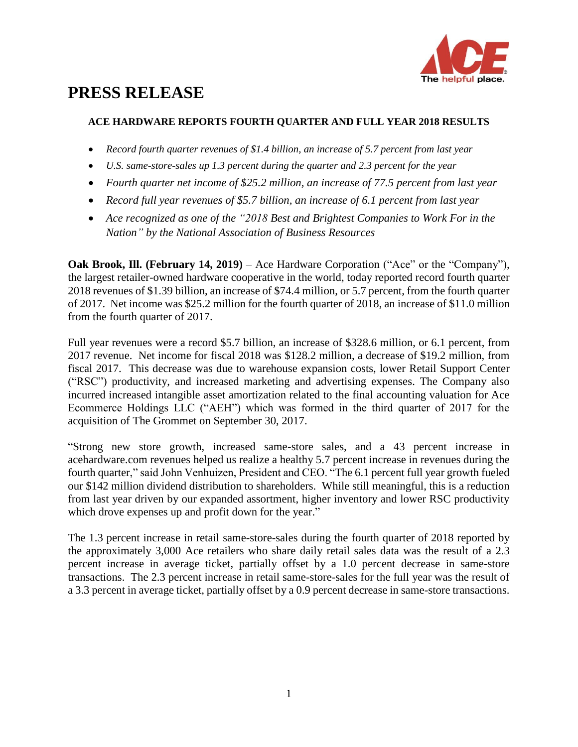# PRESS RELEASE

### ACE HARDWARE REPORTS FOURTH QUARTER AND FULL YEAR 2018 RESULTS

- *Record fourth quarter revenues of $1.4 billion, an increase of 5.7 percent from last year*
- *U.S. same-store-sales up 1.3 percent during the quarter and 2.3 percent for the year*
- *Fourth quarter net income of $25.2 million, an increase of 77.5 percent from last year*
- *Record full year revenues of $5.7 billion, an increase of 6.1 percent from last year*
- *Ace recognized as one of the "2018 Best and Brightest Companies to Work For in the Nation" by the National Association of Business Resources*

**Oak Brook, Ill. (February 14, 2019)** – Ace Hardware Corporation ("Ace" or the "Company"), the largest retailer-owned hardware cooperative in the world, today reported record fourth quarter 2018 revenues of $1.39 billion, an increase of $74.4 million, or 5.7 percent, from the fourth quarter of 2017. Net income was $25.2 million for the fourth quarter of 2018, an increase of $11.0 million from the fourth quarter of 2017.

Full year revenues were a record $5.7 billion, an increase of $328.6 million, or 6.1 percent, from 2017 revenue. Net income for fiscal 2018 was $128.2 million, a decrease of $19.2 million, from fiscal 2017. This decrease was due to warehouse expansion costs, lower Retail Support Center ("RSC") productivity, and increased marketing and advertising expenses. The Company also incurred increased intangible asset amortization related to the final accounting valuation for Ace Ecommerce Holdings LLC ("AEH") which was formed in the third quarter of 2017 for the acquisition of The Grommet on September 30, 2017.

"Strong new store growth, increased same-store sales, and a 43 percent increase in acehardware.com revenues helped us realize a healthy 5.7 percent increase in revenues during the fourth quarter," said John Venhuizen, President and CEO. "The 6.1 percent full year growth fueled our $142 million dividend distribution to shareholders. While still meaningful, this is a reduction from last year driven by our expanded assortment, higher inventory and lower RSC productivity which drove expenses up and profit down for the year."

The 1.3 percent increase in retail same-store-sales during the fourth quarter of 2018 reported by the approximately 3,000 Ace retailers who share daily retail sales data was the result of a 2.3 percent increase in average ticket, partially offset by a 1.0 percent decrease in same-store transactions. The 2.3 percent increase in retail same-store-sales for the full year was the result of a 3.3 percent in average ticket, partially offset by a 0.9 percent decrease in same-store transactions.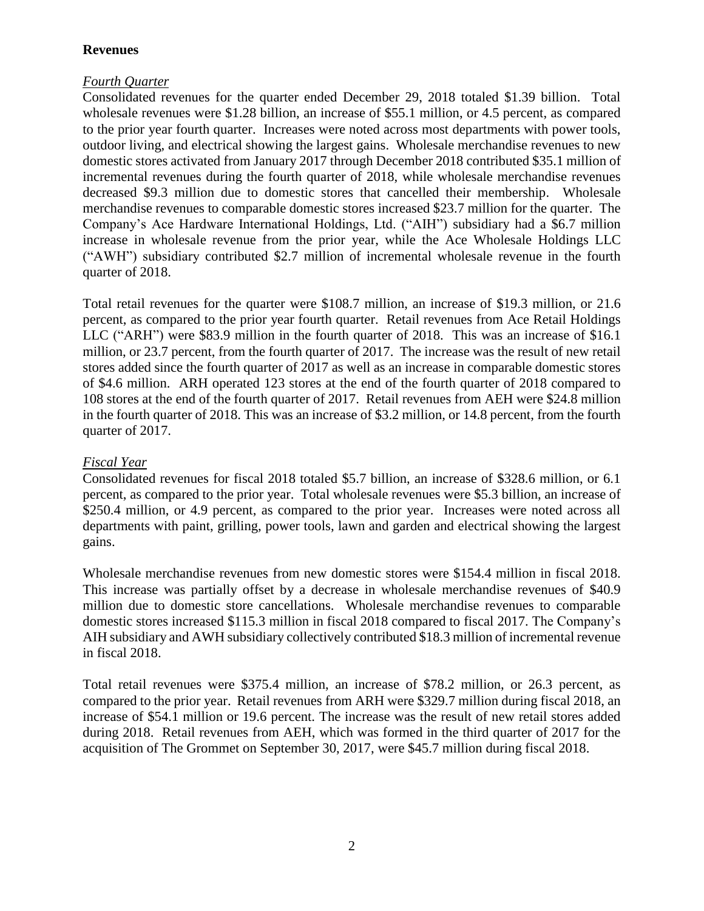## Revenues

### *Fourth Quarter*

Consolidated revenues for the quarter ended December 29, 2018 totaled $1.39 billion. Total wholesale revenues were $1.28 billion, an increase of $55.1 million, or 4.5 percent, as compared to the prior year fourth quarter. Increases were noted across most departments with power tools, outdoor living, and electrical showing the largest gains. Wholesale merchandise revenues to new domestic stores activated from January 2017 through December 2018 contributed $35.1 million of incremental revenues during the fourth quarter of 2018, while wholesale merchandise revenues decreased $9.3 million due to domestic stores that cancelled their membership. Wholesale merchandise revenues to comparable domestic stores increased $23.7 million for the quarter. The Company's Ace Hardware International Holdings, Ltd. ("AIH") subsidiary had a $6.7 million increase in wholesale revenue from the prior year, while the Ace Wholesale Holdings LLC ("AWH") subsidiary contributed $2.7 million of incremental wholesale revenue in the fourth quarter of 2018.

Total retail revenues for the quarter were $108.7 million, an increase of $19.3 million, or 21.6 percent, as compared to the prior year fourth quarter. Retail revenues from Ace Retail Holdings LLC ("ARH") were $83.9 million in the fourth quarter of 2018. This was an increase of $16.1 million, or 23.7 percent, from the fourth quarter of 2017. The increase was the result of new retail stores added since the fourth quarter of 2017 as well as an increase in comparable domestic stores of $4.6 million. ARH operated 123 stores at the end of the fourth quarter of 2018 compared to 108 stores at the end of the fourth quarter of 2017. Retail revenues from AEH were $24.8 million in the fourth quarter of 2018. This was an increase of $3.2 million, or 14.8 percent, from the fourth quarter of 2017.

### *Fiscal Year*

Consolidated revenues for fiscal 2018 totaled $5.7 billion, an increase of $328.6 million, or 6.1 percent, as compared to the prior year. Total wholesale revenues were $5.3 billion, an increase of $250.4 million, or 4.9 percent, as compared to the prior year. Increases were noted across all departments with paint, grilling, power tools, lawn and garden and electrical showing the largest gains.

Wholesale merchandise revenues from new domestic stores were $154.4 million in fiscal 2018. This increase was partially offset by a decrease in wholesale merchandise revenues of $40.9 million due to domestic store cancellations. Wholesale merchandise revenues to comparable domestic stores increased $115.3 million in fiscal 2018 compared to fiscal 2017. The Company's AIH subsidiary and AWH subsidiary collectively contributed $18.3 million of incremental revenue in fiscal 2018.

Total retail revenues were $375.4 million, an increase of $78.2 million, or 26.3 percent, as compared to the prior year. Retail revenues from ARH were $329.7 million during fiscal 2018, an increase of $54.1 million or 19.6 percent. The increase was the result of new retail stores added during 2018. Retail revenues from AEH, which was formed in the third quarter of 2017 for the acquisition of The Grommet on September 30, 2017, were $45.7 million during fiscal 2018.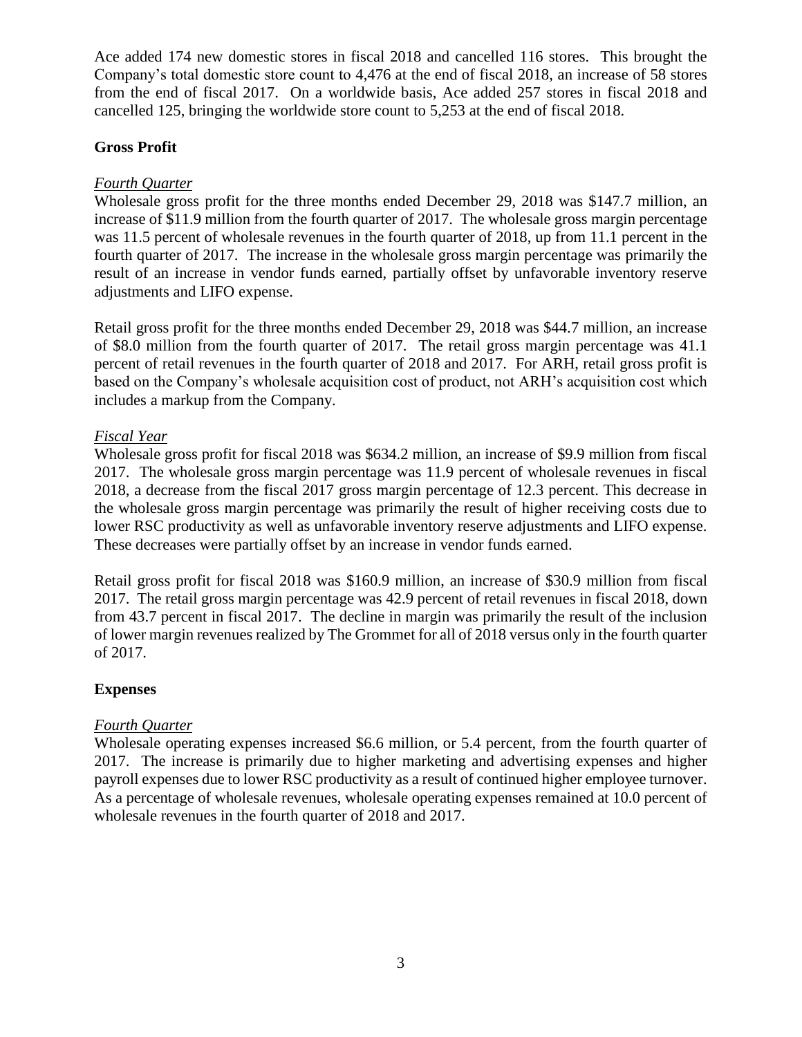Ace added 174 new domestic stores in fiscal 2018 and cancelled 116 stores. This brought the Company's total domestic store count to 4,476 at the end of fiscal 2018, an increase of 58 stores from the end of fiscal 2017. On a worldwide basis, Ace added 257 stores in fiscal 2018 and cancelled 125, bringing the worldwide store count to 5,253 at the end of fiscal 2018.

## Gross Profit

### *Fourth Quarter*

Wholesale gross profit for the three months ended December 29, 2018 was $147.7 million, an increase of $11.9 million from the fourth quarter of 2017. The wholesale gross margin percentage was 11.5 percent of wholesale revenues in the fourth quarter of 2018, up from 11.1 percent in the fourth quarter of 2017. The increase in the wholesale gross margin percentage was primarily the result of an increase in vendor funds earned, partially offset by unfavorable inventory reserve adjustments and LIFO expense.

Retail gross profit for the three months ended December 29, 2018 was $44.7 million, an increase of $8.0 million from the fourth quarter of 2017. The retail gross margin percentage was 41.1 percent of retail revenues in the fourth quarter of 2018 and 2017. For ARH, retail gross profit is based on the Company's wholesale acquisition cost of product, not ARH's acquisition cost which includes a markup from the Company.

### *Fiscal Year*

Wholesale gross profit for fiscal 2018 was $634.2 million, an increase of $9.9 million from fiscal 2017. The wholesale gross margin percentage was 11.9 percent of wholesale revenues in fiscal 2018, a decrease from the fiscal 2017 gross margin percentage of 12.3 percent. This decrease in the wholesale gross margin percentage was primarily the result of higher receiving costs due to lower RSC productivity as well as unfavorable inventory reserve adjustments and LIFO expense. These decreases were partially offset by an increase in vendor funds earned.

Retail gross profit for fiscal 2018 was $160.9 million, an increase of $30.9 million from fiscal 2017. The retail gross margin percentage was 42.9 percent of retail revenues in fiscal 2018, down from 43.7 percent in fiscal 2017. The decline in margin was primarily the result of the inclusion of lower margin revenues realized by The Grommet for all of 2018 versus only in the fourth quarter of 2017.

## Expenses

### *Fourth Quarter*

Wholesale operating expenses increased $6.6 million, or 5.4 percent, from the fourth quarter of 2017. The increase is primarily due to higher marketing and advertising expenses and higher payroll expenses due to lower RSC productivity as a result of continued higher employee turnover. As a percentage of wholesale revenues, wholesale operating expenses remained at 10.0 percent of wholesale revenues in the fourth quarter of 2018 and 2017.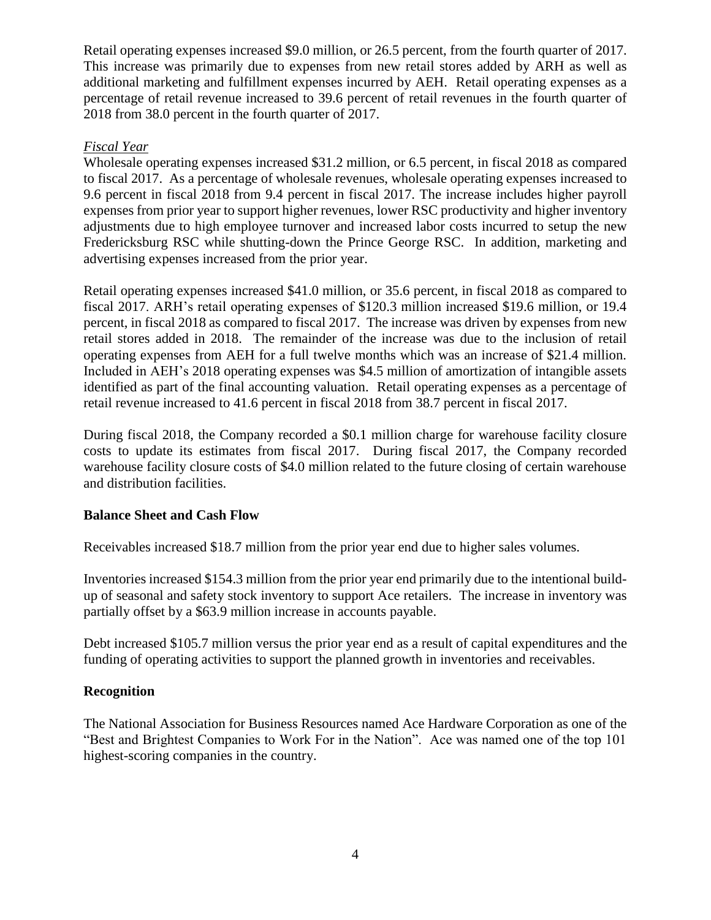Retail operating expenses increased \$9.0 million, or 26.5 percent, from the fourth quarter of 2017. This increase was primarily due to expenses from new retail stores added by ARH as well as additional marketing and fulfillment expenses incurred by AEH. Retail operating expenses as a percentage of retail revenue increased to 39.6 percent of retail revenues in the fourth quarter of 2018 from 38.0 percent in the fourth quarter of 2017.

*Fiscal Year*

Wholesale operating expenses increased \$31.2 million, or 6.5 percent, in fiscal 2018 as compared to fiscal 2017. As a percentage of wholesale revenues, wholesale operating expenses increased to 9.6 percent in fiscal 2018 from 9.4 percent in fiscal 2017. The increase includes higher payroll expenses from prior year to support higher revenues, lower RSC productivity and higher inventory adjustments due to high employee turnover and increased labor costs incurred to setup the new Fredericksburg RSC while shutting-down the Prince George RSC. In addition, marketing and advertising expenses increased from the prior year.

Retail operating expenses increased \$41.0 million, or 35.6 percent, in fiscal 2018 as compared to fiscal 2017. ARH's retail operating expenses of \$120.3 million increased \$19.6 million, or 19.4 percent, in fiscal 2018 as compared to fiscal 2017. The increase was driven by expenses from new retail stores added in 2018. The remainder of the increase was due to the inclusion of retail operating expenses from AEH for a full twelve months which was an increase of \$21.4 million. Included in AEH's 2018 operating expenses was \$4.5 million of amortization of intangible assets identified as part of the final accounting valuation. Retail operating expenses as a percentage of retail revenue increased to 41.6 percent in fiscal 2018 from 38.7 percent in fiscal 2017.

During fiscal 2018, the Company recorded a \$0.1 million charge for warehouse facility closure costs to update its estimates from fiscal 2017. During fiscal 2017, the Company recorded warehouse facility closure costs of \$4.0 million related to the future closing of certain warehouse and distribution facilities.

**Balance Sheet and Cash Flow**

Receivables increased \$18.7 million from the prior year end due to higher sales volumes.

Inventories increased \$154.3 million from the prior year end primarily due to the intentional build-up of seasonal and safety stock inventory to support Ace retailers. The increase in inventory was partially offset by a \$63.9 million increase in accounts payable.

Debt increased \$105.7 million versus the prior year end as a result of capital expenditures and the funding of operating activities to support the planned growth in inventories and receivables.

**Recognition**

The National Association for Business Resources named Ace Hardware Corporation as one of the "Best and Brightest Companies to Work For in the Nation". Ace was named one of the top 101 highest-scoring companies in the country.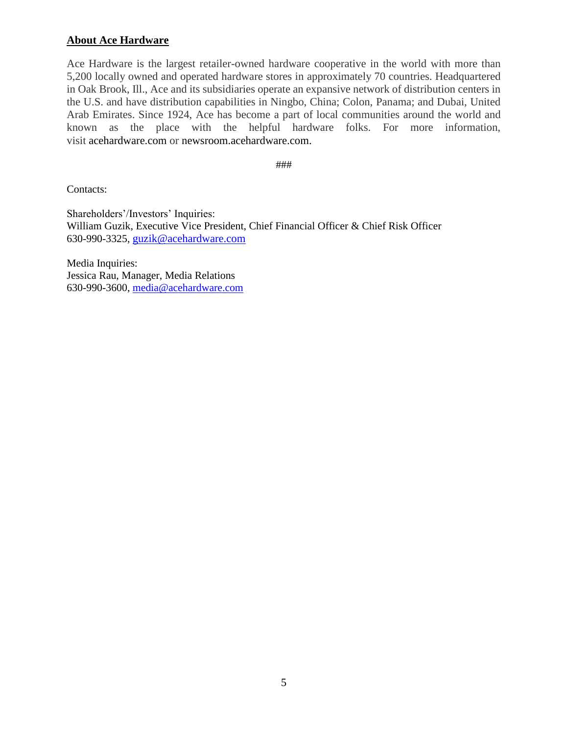## About Ace Hardware

Ace Hardware is the largest retailer-owned hardware cooperative in the world with more than 5,200 locally owned and operated hardware stores in approximately 70 countries. Headquartered in Oak Brook, Ill., Ace and its subsidiaries operate an expansive network of distribution centers in the U.S. and have distribution capabilities in Ningbo, China; Colon, Panama; and Dubai, United Arab Emirates. Since 1924, Ace has become a part of local communities around the world and known as the place with the helpful hardware folks. For more information, visit acehardware.com or newsroom.acehardware.com.

###

Contacts:

Shareholders'/Investors' Inquiries:
William Guzik, Executive Vice President, Chief Financial Officer & Chief Risk Officer
630-990-3325, guzik@acehardware.com

Media Inquiries:
Jessica Rau, Manager, Media Relations
630-990-3600, media@acehardware.com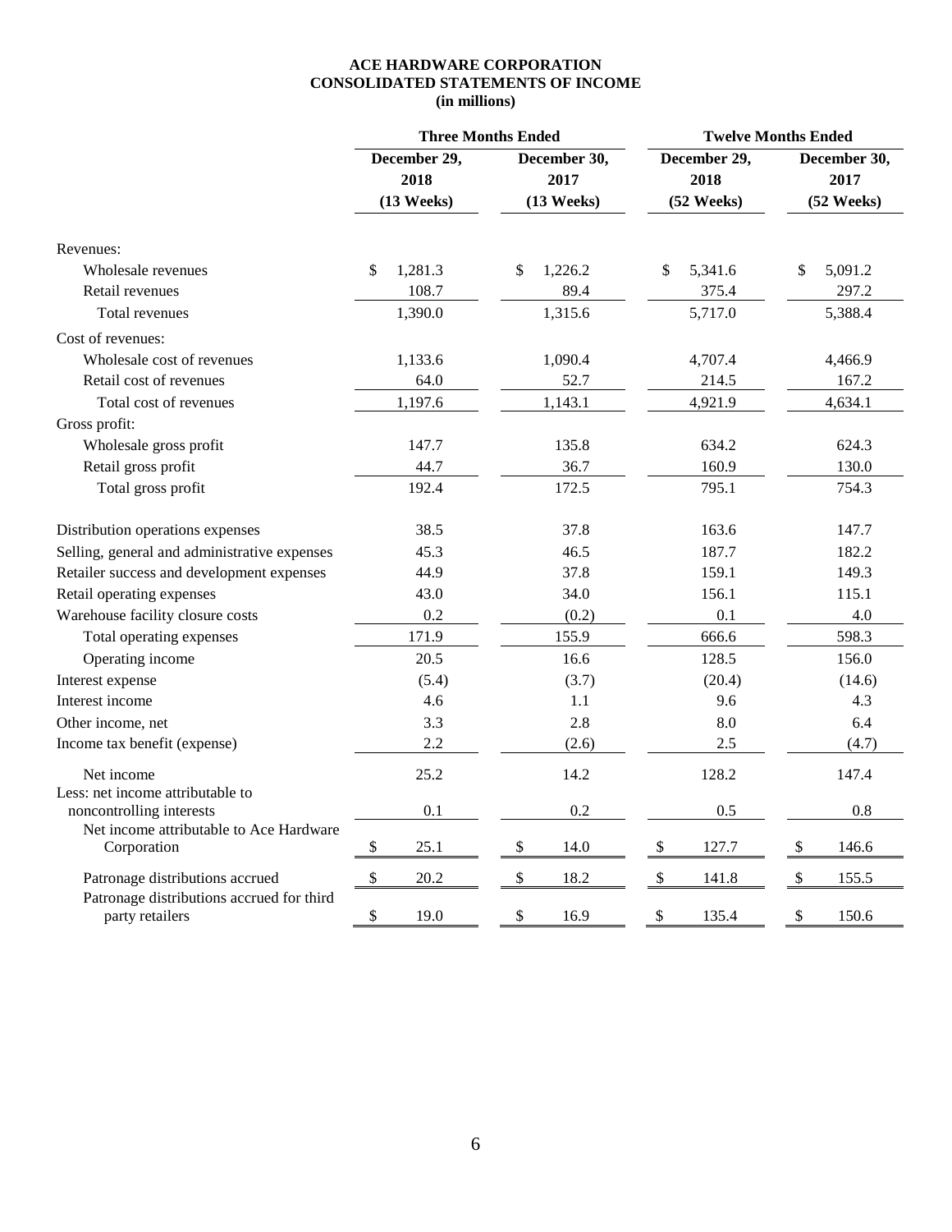# ACE HARDWARE CORPORATION
## CONSOLIDATED STATEMENTS OF INCOME
### (in millions)

| | Three Months Ended | | Twelve Months Ended | |
|---|---|---|---|---|
| | December 29, 2018 (13 Weeks) | December 30, 2017 (13 Weeks) | December 29, 2018 (52 Weeks) | December 30, 2017 (52 Weeks) |
| Revenues: | | | | |
| Wholesale revenues | $ 1,281.3 | $ 1,226.2 | $ 5,341.6 | $ 5,091.2 |
| Retail revenues | 108.7 | 89.4 | 375.4 | 297.2 |
| Total revenues | 1,390.0 | 1,315.6 | 5,717.0 | 5,388.4 |
| Cost of revenues: | | | | |
| Wholesale cost of revenues | 1,133.6 | 1,090.4 | 4,707.4 | 4,466.9 |
| Retail cost of revenues | 64.0 | 52.7 | 214.5 | 167.2 |
| Total cost of revenues | 1,197.6 | 1,143.1 | 4,921.9 | 4,634.1 |
| Gross profit: | | | | |
| Wholesale gross profit | 147.7 | 135.8 | 634.2 | 624.3 |
| Retail gross profit | 44.7 | 36.7 | 160.9 | 130.0 |
| Total gross profit | 192.4 | 172.5 | 795.1 | 754.3 |
| Distribution operations expenses | 38.5 | 37.8 | 163.6 | 147.7 |
| Selling, general and administrative expenses | 45.3 | 46.5 | 187.7 | 182.2 |
| Retailer success and development expenses | 44.9 | 37.8 | 159.1 | 149.3 |
| Retail operating expenses | 43.0 | 34.0 | 156.1 | 115.1 |
| Warehouse facility closure costs | 0.2 | (0.2) | 0.1 | 4.0 |
| Total operating expenses | 171.9 | 155.9 | 666.6 | 598.3 |
| Operating income | 20.5 | 16.6 | 128.5 | 156.0 |
| Interest expense | (5.4) | (3.7) | (20.4) | (14.6) |
| Interest income | 4.6 | 1.1 | 9.6 | 4.3 |
| Other income, net | 3.3 | 2.8 | 8.0 | 6.4 |
| Income tax benefit (expense) | 2.2 | (2.6) | 2.5 | (4.7) |
| Net income | 25.2 | 14.2 | 128.2 | 147.4 |
| Less: net income attributable to noncontrolling interests | 0.1 | 0.2 | 0.5 | 0.8 |
| Net income attributable to Ace Hardware Corporation | $ 25.1 | $ 14.0 | $ 127.7 | $ 146.6 |
| Patronage distributions accrued | $ 20.2 | $ 18.2 | $ 141.8 | $ 155.5 |
| Patronage distributions accrued for third party retailers | $ 19.0 | $ 16.9 | $ 135.4 | $ 150.6 |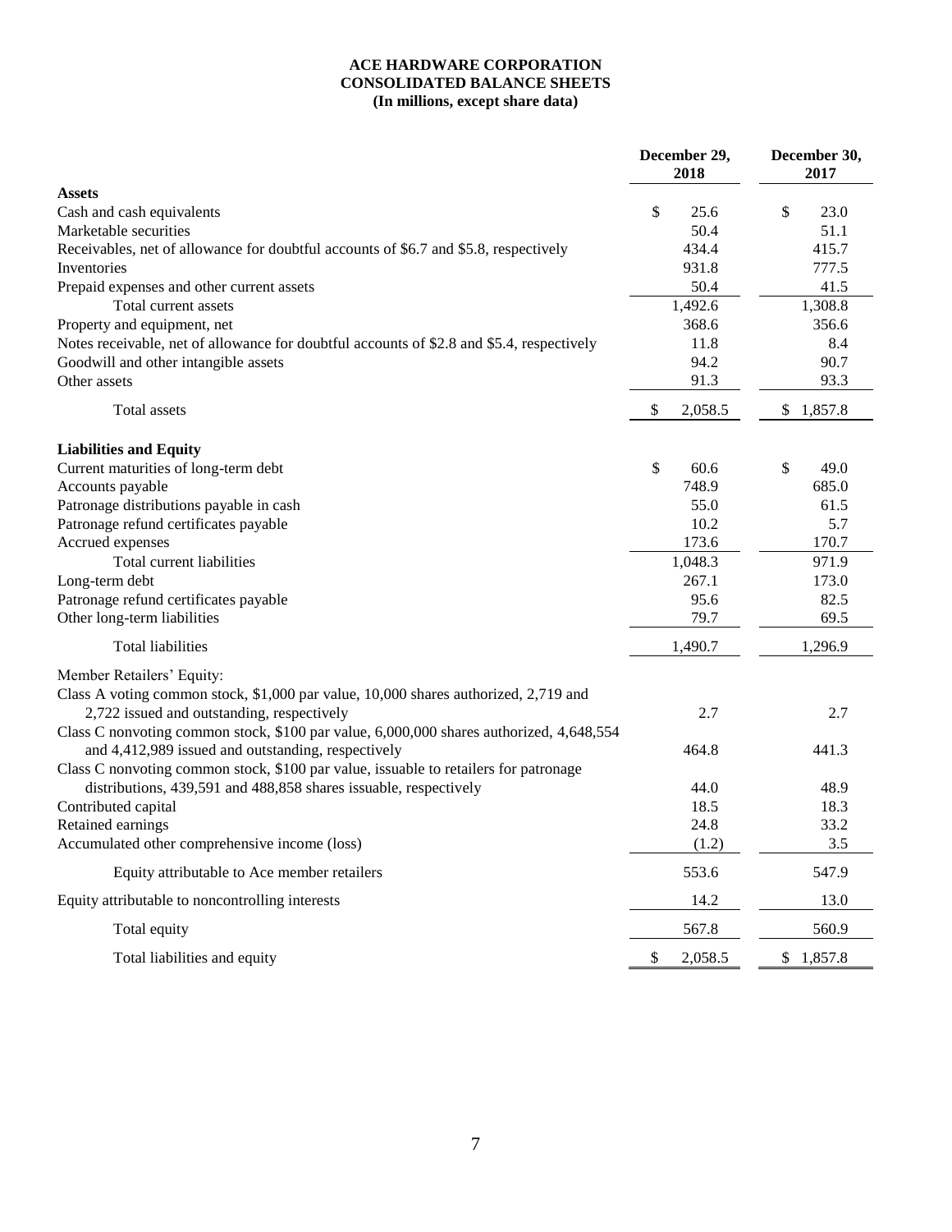# ACE HARDWARE CORPORATION
## CONSOLIDATED BALANCE SHEETS
### (In millions, except share data)

| | December 29, 2018 | December 30, 2017 |
|---|---|---|
| **Assets** | | |
| Cash and cash equivalents | $ 25.6 | $ 23.0 |
| Marketable securities | 50.4 | 51.1 |
| Receivables, net of allowance for doubtful accounts of $6.7 and $5.8, respectively | 434.4 | 415.7 |
| Inventories | 931.8 | 777.5 |
| Prepaid expenses and other current assets | 50.4 | 41.5 |
| Total current assets | 1,492.6 | 1,308.8 |
| Property and equipment, net | 368.6 | 356.6 |
| Notes receivable, net of allowance for doubtful accounts of $2.8 and $5.4, respectively | 11.8 | 8.4 |
| Goodwill and other intangible assets | 94.2 | 90.7 |
| Other assets | 91.3 | 93.3 |
| Total assets | $ 2,058.5 | $ 1,857.8 |
| **Liabilities and Equity** | | |
| Current maturities of long-term debt | $ 60.6 | $ 49.0 |
| Accounts payable | 748.9 | 685.0 |
| Patronage distributions payable in cash | 55.0 | 61.5 |
| Patronage refund certificates payable | 10.2 | 5.7 |
| Accrued expenses | 173.6 | 170.7 |
| Total current liabilities | 1,048.3 | 971.9 |
| Long-term debt | 267.1 | 173.0 |
| Patronage refund certificates payable | 95.6 | 82.5 |
| Other long-term liabilities | 79.7 | 69.5 |
| Total liabilities | 1,490.7 | 1,296.9 |
| Member Retailers' Equity: | | |
| Class A voting common stock, $1,000 par value, 10,000 shares authorized, 2,719 and 2,722 issued and outstanding, respectively | 2.7 | 2.7 |
| Class C nonvoting common stock, $100 par value, 6,000,000 shares authorized, 4,648,554 and 4,412,989 issued and outstanding, respectively | 464.8 | 441.3 |
| Class C nonvoting common stock, $100 par value, issuable to retailers for patronage distributions, 439,591 and 488,858 shares issuable, respectively | 44.0 | 48.9 |
| Contributed capital | 18.5 | 18.3 |
| Retained earnings | 24.8 | 33.2 |
| Accumulated other comprehensive income (loss) | (1.2) | 3.5 |
| Equity attributable to Ace member retailers | 553.6 | 547.9 |
| Equity attributable to noncontrolling interests | 14.2 | 13.0 |
| Total equity | 567.8 | 560.9 |
| Total liabilities and equity | $ 2,058.5 | $ 1,857.8 |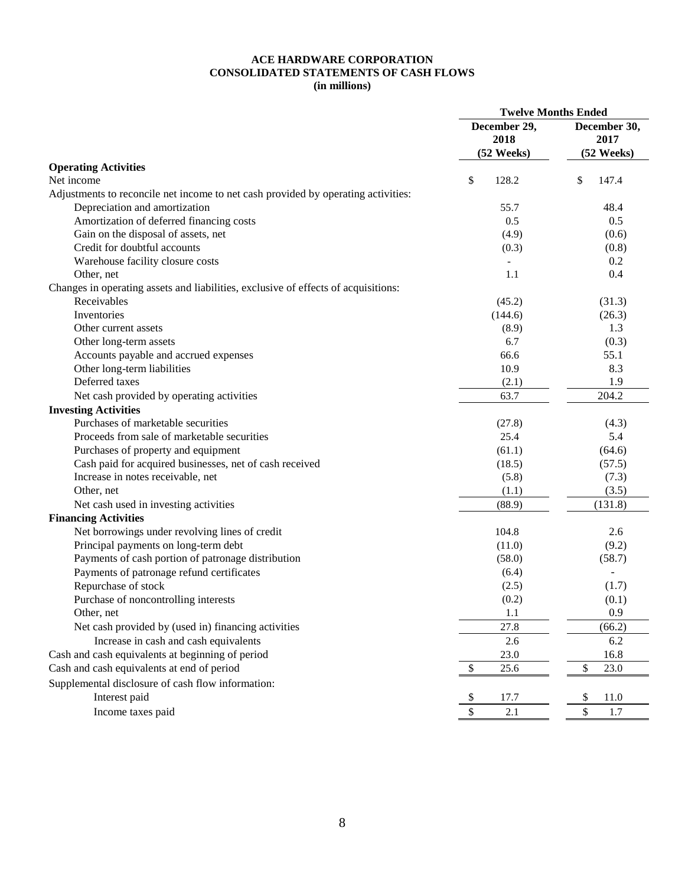**ACE HARDWARE CORPORATION**
**CONSOLIDATED STATEMENTS OF CASH FLOWS**
**(in millions)**

| | Twelve Months Ended | |
|---|---|---|
| | December 29, 2018 (52 Weeks) | December 30, 2017 (52 Weeks) |
| **Operating Activities** | | |
| Net income | $ 128.2 | $ 147.4 |
| Adjustments to reconcile net income to net cash provided by operating activities: | | |
| Depreciation and amortization | 55.7 | 48.4 |
| Amortization of deferred financing costs | 0.5 | 0.5 |
| Gain on the disposal of assets, net | (4.9) | (0.6) |
| Credit for doubtful accounts | (0.3) | (0.8) |
| Warehouse facility closure costs | - | 0.2 |
| Other, net | 1.1 | 0.4 |
| Changes in operating assets and liabilities, exclusive of effects of acquisitions: | | |
| Receivables | (45.2) | (31.3) |
| Inventories | (144.6) | (26.3) |
| Other current assets | (8.9) | 1.3 |
| Other long-term assets | 6.7 | (0.3) |
| Accounts payable and accrued expenses | 66.6 | 55.1 |
| Other long-term liabilities | 10.9 | 8.3 |
| Deferred taxes | (2.1) | 1.9 |
| Net cash provided by operating activities | 63.7 | 204.2 |
| **Investing Activities** | | |
| Purchases of marketable securities | (27.8) | (4.3) |
| Proceeds from sale of marketable securities | 25.4 | 5.4 |
| Purchases of property and equipment | (61.1) | (64.6) |
| Cash paid for acquired businesses, net of cash received | (18.5) | (57.5) |
| Increase in notes receivable, net | (5.8) | (7.3) |
| Other, net | (1.1) | (3.5) |
| Net cash used in investing activities | (88.9) | (131.8) |
| **Financing Activities** | | |
| Net borrowings under revolving lines of credit | 104.8 | 2.6 |
| Principal payments on long-term debt | (11.0) | (9.2) |
| Payments of cash portion of patronage distribution | (58.0) | (58.7) |
| Payments of patronage refund certificates | (6.4) | - |
| Repurchase of stock | (2.5) | (1.7) |
| Purchase of noncontrolling interests | (0.2) | (0.1) |
| Other, net | 1.1 | 0.9 |
| Net cash provided by (used in) financing activities | 27.8 | (66.2) |
| Increase in cash and cash equivalents | 2.6 | 6.2 |
| Cash and cash equivalents at beginning of period | 23.0 | 16.8 |
| Cash and cash equivalents at end of period | $ 25.6 | $ 23.0 |
| Supplemental disclosure of cash flow information: | | |
| Interest paid | $ 17.7 | $ 11.0 |
| Income taxes paid | $ 2.1 | $ 1.7 |